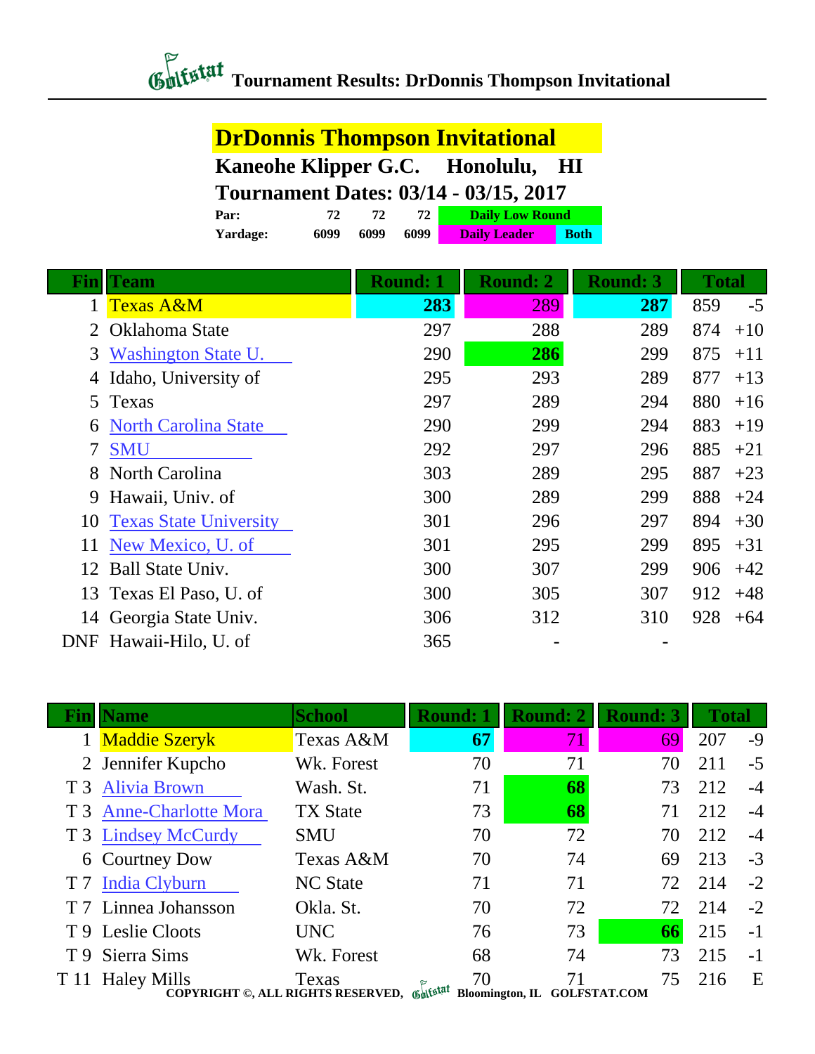# Tournament Results: DrDonnis Thompson Invitational

## DrDonnis Thompson Invitational

**Kaneohe Klipper G.C. Honolulu, HI**

**Tournament Dates: 03/14 - 03/15, 2017**

| | | | | |
|---|---|---|---|---|
| **Par:** | 72 | 72 | 72 | Daily Low Round |
| **Yardage:** | 6099 | 6099 | 6099 | Daily Leader / Both |

| Fin | Team | Round: 1 | Round: 2 | Round: 3 | Total | |
|---|---|---|---|---|---|---|
| 1 | Texas A&M | **283** | 289 | **287** | 859 | -5 |
| 2 | Oklahoma State | 297 | 288 | 289 | 874 | +10 |
| 3 | Washington State U. | 290 | **286** | 299 | 875 | +11 |
| 4 | Idaho, University of | 295 | 293 | 289 | 877 | +13 |
| 5 | Texas | 297 | 289 | 294 | 880 | +16 |
| 6 | North Carolina State | 290 | 299 | 294 | 883 | +19 |
| 7 | SMU | 292 | 297 | 296 | 885 | +21 |
| 8 | North Carolina | 303 | 289 | 295 | 887 | +23 |
| 9 | Hawaii, Univ. of | 300 | 289 | 299 | 888 | +24 |
| 10 | Texas State University | 301 | 296 | 297 | 894 | +30 |
| 11 | New Mexico, U. of | 301 | 295 | 299 | 895 | +31 |
| 12 | Ball State Univ. | 300 | 307 | 299 | 906 | +42 |
| 13 | Texas El Paso, U. of | 300 | 305 | 307 | 912 | +48 |
| 14 | Georgia State Univ. | 306 | 312 | 310 | 928 | +64 |
| DNF | Hawaii-Hilo, U. of | 365 | - | - | | |

| Fin | Name | School | Round: 1 | Round: 2 | Round: 3 | Total | |
|---|---|---|---|---|---|---|---|
| 1 | Maddie Szeryk | Texas A&M | **67** | 71 | 69 | 207 | -9 |
| 2 | Jennifer Kupcho | Wk. Forest | 70 | 71 | 70 | 211 | -5 |
| T 3 | Alivia Brown | Wash. St. | 71 | **68** | 73 | 212 | -4 |
| T 3 | Anne-Charlotte Mora | TX State | 73 | **68** | 71 | 212 | -4 |
| T 3 | Lindsey McCurdy | SMU | 70 | 72 | 70 | 212 | -4 |
| 6 | Courtney Dow | Texas A&M | 70 | 74 | 69 | 213 | -3 |
| T 7 | India Clyburn | NC State | 71 | 71 | 72 | 214 | -2 |
| T 7 | Linnea Johansson | Okla. St. | 70 | 72 | 72 | 214 | -2 |
| T 9 | Leslie Cloots | UNC | 76 | 73 | **66** | 215 | -1 |
| T 9 | Sierra Sims | Wk. Forest | 68 | 74 | 73 | 215 | -1 |
| T 11 | Haley Mills | Texas | 70 | 71 | 75 | 216 | E |

COPYRIGHT ©, ALL RIGHTS RESERVED, Golfstat Bloomington, IL GOLFSTAT.COM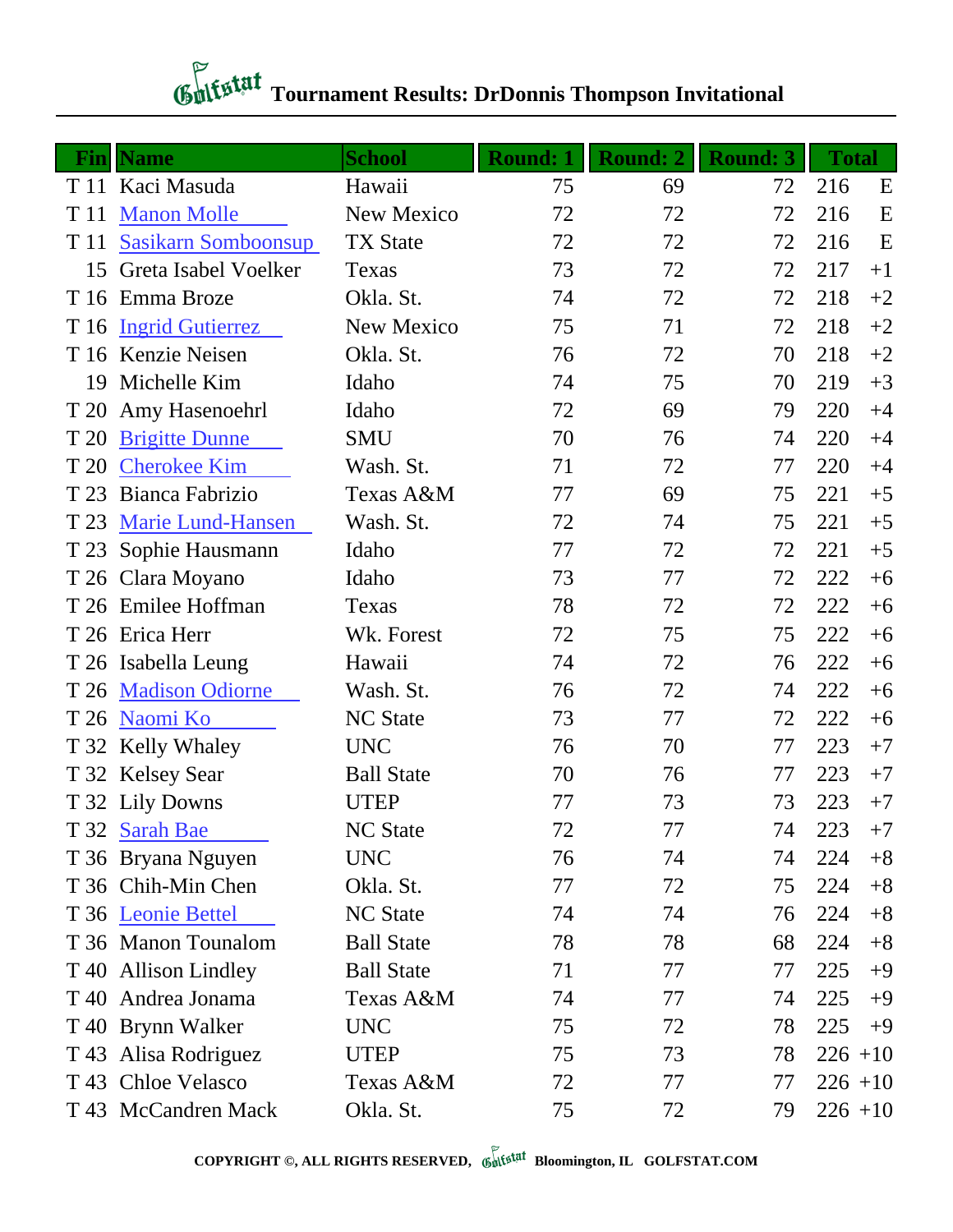# Tournament Results: DrDonnis Thompson Invitational

| Fin | Name | School | Round: 1 | Round: 2 | Round: 3 | Total | |
|---|---|---|---|---|---|---|---|
| T 11 | Kaci Masuda | Hawaii | 75 | 69 | 72 | 216 | E |
| T 11 | Manon Molle | New Mexico | 72 | 72 | 72 | 216 | E |
| T 11 | Sasikarn Somboonsup | TX State | 72 | 72 | 72 | 216 | E |
| 15 | Greta Isabel Voelker | Texas | 73 | 72 | 72 | 217 | +1 |
| T 16 | Emma Broze | Okla. St. | 74 | 72 | 72 | 218 | +2 |
| T 16 | Ingrid Gutierrez | New Mexico | 75 | 71 | 72 | 218 | +2 |
| T 16 | Kenzie Neisen | Okla. St. | 76 | 72 | 70 | 218 | +2 |
| 19 | Michelle Kim | Idaho | 74 | 75 | 70 | 219 | +3 |
| T 20 | Amy Hasenoehrl | Idaho | 72 | 69 | 79 | 220 | +4 |
| T 20 | Brigitte Dunne | SMU | 70 | 76 | 74 | 220 | +4 |
| T 20 | Cherokee Kim | Wash. St. | 71 | 72 | 77 | 220 | +4 |
| T 23 | Bianca Fabrizio | Texas A&M | 77 | 69 | 75 | 221 | +5 |
| T 23 | Marie Lund-Hansen | Wash. St. | 72 | 74 | 75 | 221 | +5 |
| T 23 | Sophie Hausmann | Idaho | 77 | 72 | 72 | 221 | +5 |
| T 26 | Clara Moyano | Idaho | 73 | 77 | 72 | 222 | +6 |
| T 26 | Emilee Hoffman | Texas | 78 | 72 | 72 | 222 | +6 |
| T 26 | Erica Herr | Wk. Forest | 72 | 75 | 75 | 222 | +6 |
| T 26 | Isabella Leung | Hawaii | 74 | 72 | 76 | 222 | +6 |
| T 26 | Madison Odiorne | Wash. St. | 76 | 72 | 74 | 222 | +6 |
| T 26 | Naomi Ko | NC State | 73 | 77 | 72 | 222 | +6 |
| T 32 | Kelly Whaley | UNC | 76 | 70 | 77 | 223 | +7 |
| T 32 | Kelsey Sear | Ball State | 70 | 76 | 77 | 223 | +7 |
| T 32 | Lily Downs | UTEP | 77 | 73 | 73 | 223 | +7 |
| T 32 | Sarah Bae | NC State | 72 | 77 | 74 | 223 | +7 |
| T 36 | Bryana Nguyen | UNC | 76 | 74 | 74 | 224 | +8 |
| T 36 | Chih-Min Chen | Okla. St. | 77 | 72 | 75 | 224 | +8 |
| T 36 | Leonie Bettel | NC State | 74 | 74 | 76 | 224 | +8 |
| T 36 | Manon Tounalom | Ball State | 78 | 78 | 68 | 224 | +8 |
| T 40 | Allison Lindley | Ball State | 71 | 77 | 77 | 225 | +9 |
| T 40 | Andrea Jonama | Texas A&M | 74 | 77 | 74 | 225 | +9 |
| T 40 | Brynn Walker | UNC | 75 | 72 | 78 | 225 | +9 |
| T 43 | Alisa Rodriguez | UTEP | 75 | 73 | 78 | 226 | +10 |
| T 43 | Chloe Velasco | Texas A&M | 72 | 77 | 77 | 226 | +10 |
| T 43 | McCandren Mack | Okla. St. | 75 | 72 | 79 | 226 | +10 |

**COPYRIGHT ©, ALL RIGHTS RESERVED, Golfstat Bloomington, IL GOLFSTAT.COM**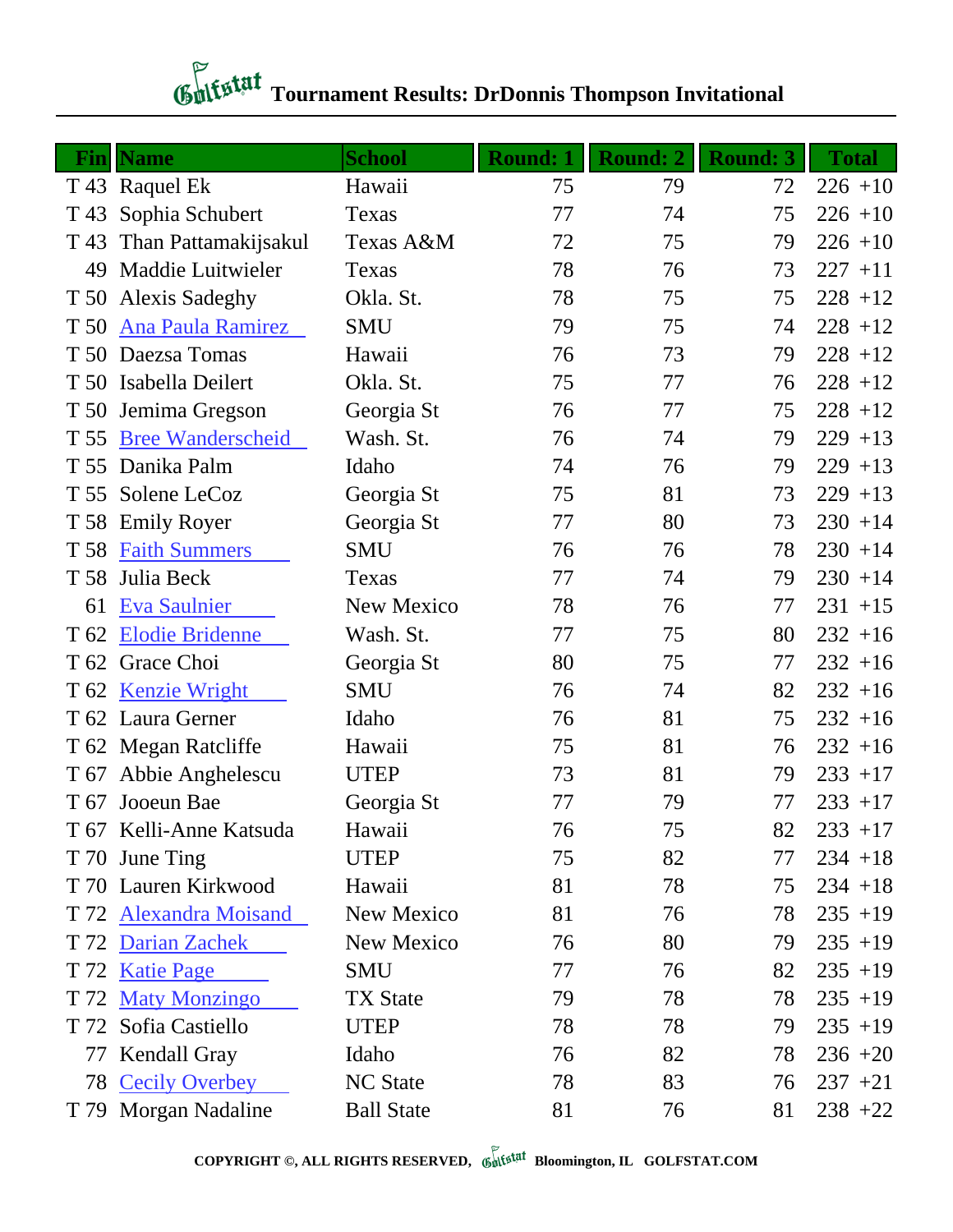# Tournament Results: DrDonnis Thompson Invitational

| Fin | Name | School | Round: 1 | Round: 2 | Round: 3 | Total |
|---|---|---|---|---|---|---|
| T 43 | Raquel Ek | Hawaii | 75 | 79 | 72 | 226 +10 |
| T 43 | Sophia Schubert | Texas | 77 | 74 | 75 | 226 +10 |
| T 43 | Than Pattamakijsakul | Texas A&M | 72 | 75 | 79 | 226 +10 |
| 49 | Maddie Luitwieler | Texas | 78 | 76 | 73 | 227 +11 |
| T 50 | Alexis Sadeghy | Okla. St. | 78 | 75 | 75 | 228 +12 |
| T 50 | Ana Paula Ramirez | SMU | 79 | 75 | 74 | 228 +12 |
| T 50 | Daezsa Tomas | Hawaii | 76 | 73 | 79 | 228 +12 |
| T 50 | Isabella Deilert | Okla. St. | 75 | 77 | 76 | 228 +12 |
| T 50 | Jemima Gregson | Georgia St | 76 | 77 | 75 | 228 +12 |
| T 55 | Bree Wanderscheid | Wash. St. | 76 | 74 | 79 | 229 +13 |
| T 55 | Danika Palm | Idaho | 74 | 76 | 79 | 229 +13 |
| T 55 | Solene LeCoz | Georgia St | 75 | 81 | 73 | 229 +13 |
| T 58 | Emily Royer | Georgia St | 77 | 80 | 73 | 230 +14 |
| T 58 | Faith Summers | SMU | 76 | 76 | 78 | 230 +14 |
| T 58 | Julia Beck | Texas | 77 | 74 | 79 | 230 +14 |
| 61 | Eva Saulnier | New Mexico | 78 | 76 | 77 | 231 +15 |
| T 62 | Elodie Bridenne | Wash. St. | 77 | 75 | 80 | 232 +16 |
| T 62 | Grace Choi | Georgia St | 80 | 75 | 77 | 232 +16 |
| T 62 | Kenzie Wright | SMU | 76 | 74 | 82 | 232 +16 |
| T 62 | Laura Gerner | Idaho | 76 | 81 | 75 | 232 +16 |
| T 62 | Megan Ratcliffe | Hawaii | 75 | 81 | 76 | 232 +16 |
| T 67 | Abbie Anghelescu | UTEP | 73 | 81 | 79 | 233 +17 |
| T 67 | Jooeun Bae | Georgia St | 77 | 79 | 77 | 233 +17 |
| T 67 | Kelli-Anne Katsuda | Hawaii | 76 | 75 | 82 | 233 +17 |
| T 70 | June Ting | UTEP | 75 | 82 | 77 | 234 +18 |
| T 70 | Lauren Kirkwood | Hawaii | 81 | 78 | 75 | 234 +18 |
| T 72 | Alexandra Moisand | New Mexico | 81 | 76 | 78 | 235 +19 |
| T 72 | Darian Zachek | New Mexico | 76 | 80 | 79 | 235 +19 |
| T 72 | Katie Page | SMU | 77 | 76 | 82 | 235 +19 |
| T 72 | Maty Monzingo | TX State | 79 | 78 | 78 | 235 +19 |
| T 72 | Sofia Castiello | UTEP | 78 | 78 | 79 | 235 +19 |
| 77 | Kendall Gray | Idaho | 76 | 82 | 78 | 236 +20 |
| 78 | Cecily Overbey | NC State | 78 | 83 | 76 | 237 +21 |
| T 79 | Morgan Nadaline | Ball State | 81 | 76 | 81 | 238 +22 |

COPYRIGHT ©, ALL RIGHTS RESERVED, Golfstat Bloomington, IL GOLFSTAT.COM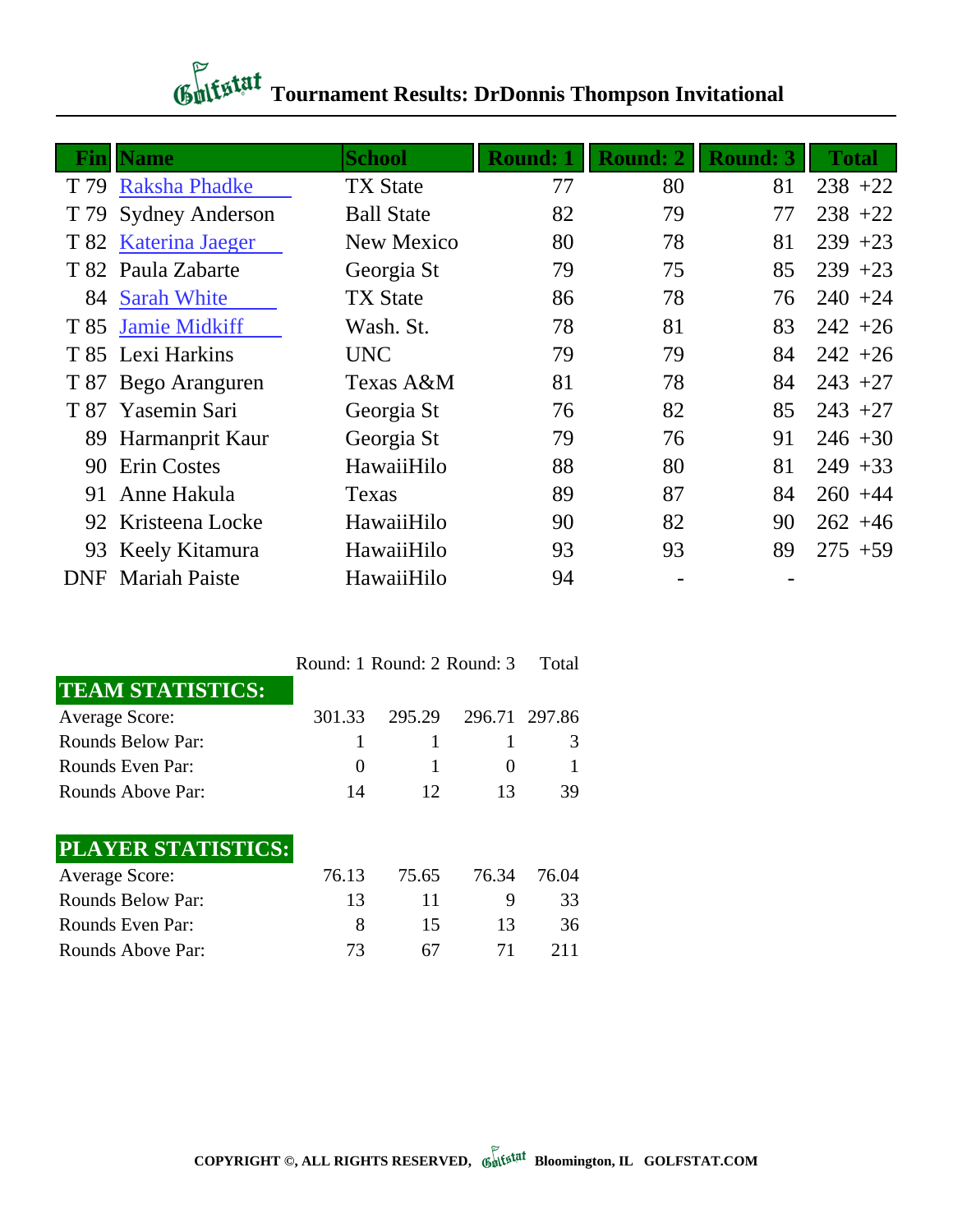# Tournament Results: DrDonnis Thompson Invitational

| Fin | Name | School | Round: 1 | Round: 2 | Round: 3 | Total | |
|---|---|---|---|---|---|---|---|
| T 79 | Raksha Phadke | TX State | 77 | 80 | 81 | 238 | +22 |
| T 79 | Sydney Anderson | Ball State | 82 | 79 | 77 | 238 | +22 |
| T 82 | Katerina Jaeger | New Mexico | 80 | 78 | 81 | 239 | +23 |
| T 82 | Paula Zabarte | Georgia St | 79 | 75 | 85 | 239 | +23 |
| 84 | Sarah White | TX State | 86 | 78 | 76 | 240 | +24 |
| T 85 | Jamie Midkiff | Wash. St. | 78 | 81 | 83 | 242 | +26 |
| T 85 | Lexi Harkins | UNC | 79 | 79 | 84 | 242 | +26 |
| T 87 | Bego Aranguren | Texas A&M | 81 | 78 | 84 | 243 | +27 |
| T 87 | Yasemin Sari | Georgia St | 76 | 82 | 85 | 243 | +27 |
| 89 | Harmanprit Kaur | Georgia St | 79 | 76 | 91 | 246 | +30 |
| 90 | Erin Costes | HawaiiHilo | 88 | 80 | 81 | 249 | +33 |
| 91 | Anne Hakula | Texas | 89 | 87 | 84 | 260 | +44 |
| 92 | Kristeena Locke | HawaiiHilo | 90 | 82 | 90 | 262 | +46 |
| 93 | Keely Kitamura | HawaiiHilo | 93 | 93 | 89 | 275 | +59 |
| DNF | Mariah Paiste | HawaiiHilo | 94 | - | - | | |

| TEAM STATISTICS: | Round: 1 | Round: 2 | Round: 3 | Total |
|---|---|---|---|---|
| Average Score: | 301.33 | 295.29 | 296.71 | 297.86 |
| Rounds Below Par: | 1 | 1 | 1 | 3 |
| Rounds Even Par: | 0 | 1 | 0 | 1 |
| Rounds Above Par: | 14 | 12 | 13 | 39 |

| PLAYER STATISTICS: | Round: 1 | Round: 2 | Round: 3 | Total |
|---|---|---|---|---|
| Average Score: | 76.13 | 75.65 | 76.34 | 76.04 |
| Rounds Below Par: | 13 | 11 | 9 | 33 |
| Rounds Even Par: | 8 | 15 | 13 | 36 |
| Rounds Above Par: | 73 | 67 | 71 | 211 |

**COPYRIGHT ©, ALL RIGHTS RESERVED, Golfstat Bloomington, IL GOLFSTAT.COM**